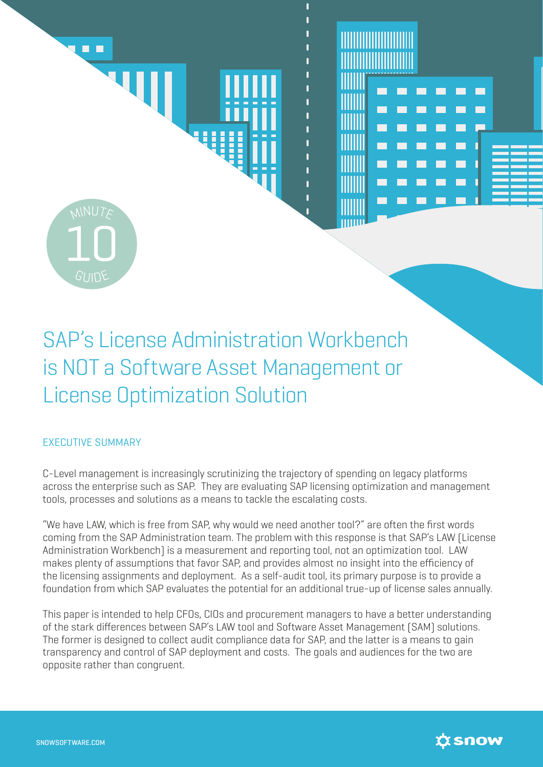# SAP's License Administration Workbench is NOT a Software Asset Management or License Optimization Solution

## EXECUTIVE SUMMARY

C-Level management is increasingly scrutinizing the trajectory of spending on legacy platforms across the enterprise such as SAP. They are evaluating SAP licensing optimization and management tools, processes and solutions as a means to tackle the escalating costs.

"We have LAW, which is free from SAP, why would we need another tool?" are often the first words coming from the SAP Administration team. The problem with this response is that SAP's LAW (License Administration Workbench) is a measurement and reporting tool, not an optimization tool. LAW makes plenty of assumptions that favor SAP, and provides almost no insight into the efficiency of the licensing assignments and deployment. As a self-audit tool, its primary purpose is to provide a foundation from which SAP evaluates the potential for an additional true-up of license sales annually.

This paper is intended to help CFOs, CIOs and procurement managers to have a better understanding of the stark differences between SAP's LAW tool and Software Asset Management (SAM) solutions. The former is designed to collect audit compliance data for SAP, and the latter is a means to gain transparency and control of SAP deployment and costs. The goals and audiences for the two are opposite rather than congruent.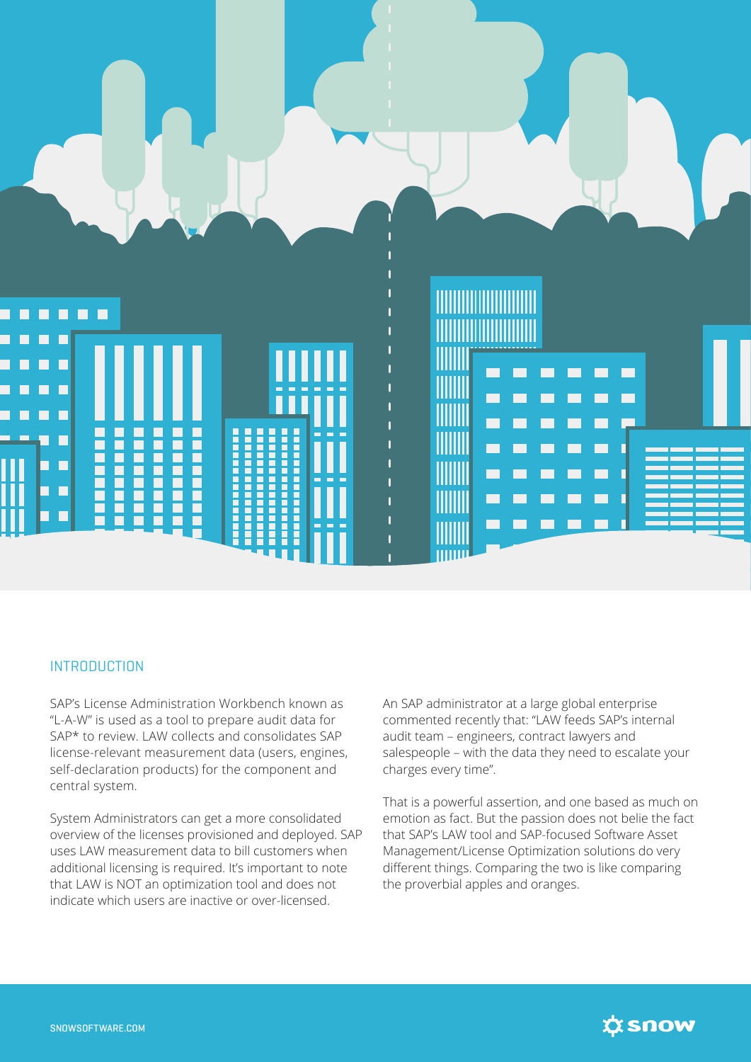## INTRODUCTION

SAP's License Administration Workbench known as "L-A-W" is used as a tool to prepare audit data for SAP* to review. LAW collects and consolidates SAP license-relevant measurement data (users, engines, self-declaration products) for the component and central system.

System Administrators can get a more consolidated overview of the licenses provisioned and deployed. SAP uses LAW measurement data to bill customers when additional licensing is required. It's important to note that LAW is NOT an optimization tool and does not indicate which users are inactive or over-licensed.

An SAP administrator at a large global enterprise commented recently that: "LAW feeds SAP's internal audit team – engineers, contract lawyers and salespeople – with the data they need to escalate your charges every time".

That is a powerful assertion, and one based as much on emotion as fact. But the passion does not belie the fact that SAP's LAW tool and SAP-focused Software Asset Management/License Optimization solutions do very different things. Comparing the two is like comparing the proverbial apples and oranges.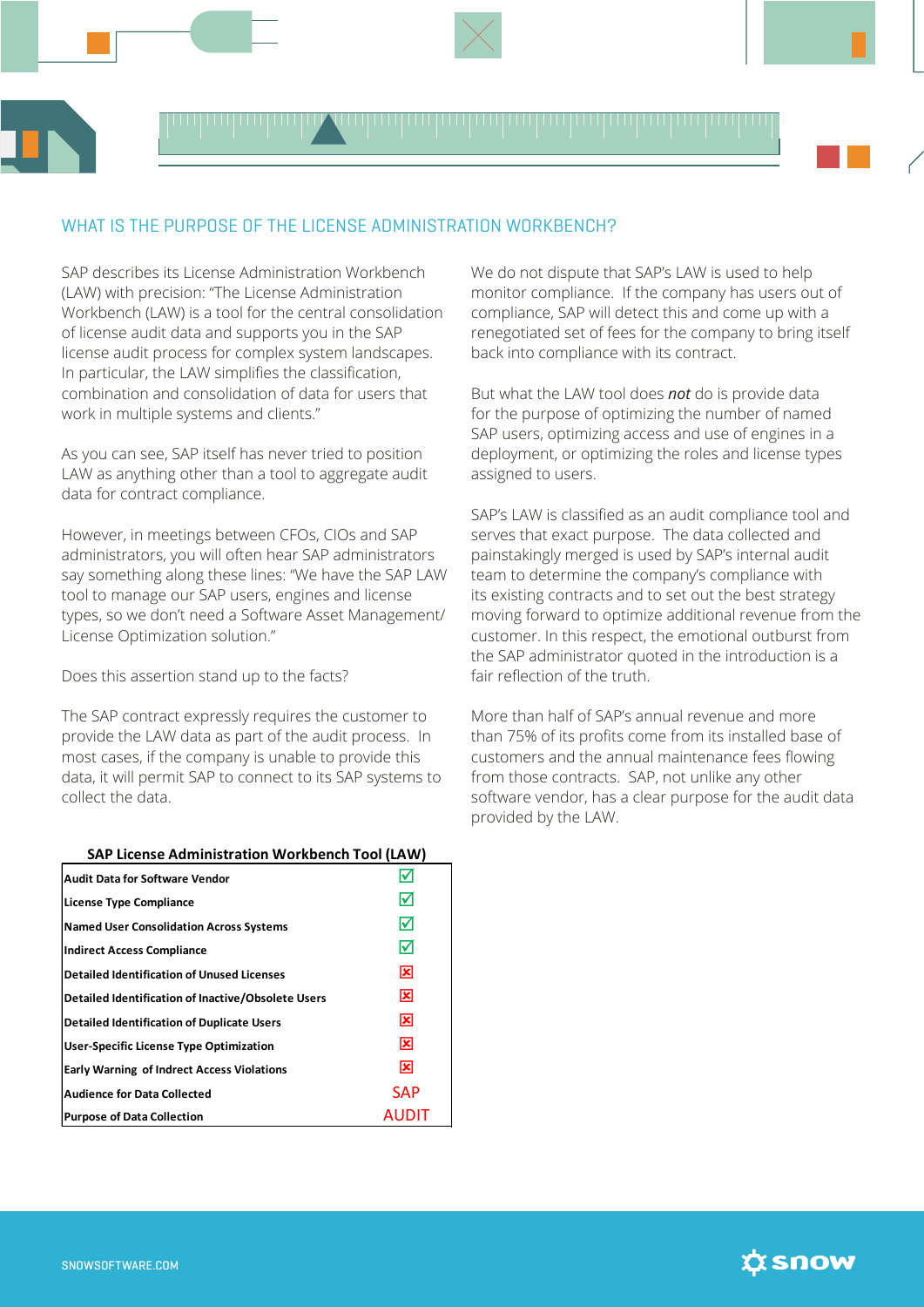## WHAT IS THE PURPOSE OF THE LICENSE ADMINISTRATION WORKBENCH?

SAP describes its License Administration Workbench (LAW) with precision: "The License Administration Workbench (LAW) is a tool for the central consolidation of license audit data and supports you in the SAP license audit process for complex system landscapes. In particular, the LAW simplifies the classification, combination and consolidation of data for users that work in multiple systems and clients."

As you can see, SAP itself has never tried to position LAW as anything other than a tool to aggregate audit data for contract compliance.

However, in meetings between CFOs, CIOs and SAP administrators, you will often hear SAP administrators say something along these lines: "We have the SAP LAW tool to manage our SAP users, engines and license types, so we don't need a Software Asset Management/ License Optimization solution."

Does this assertion stand up to the facts?

The SAP contract expressly requires the customer to provide the LAW data as part of the audit process. In most cases, if the company is unable to provide this data, it will permit SAP to connect to its SAP systems to collect the data.

**SAP License Administration Workbench Tool (LAW)**

| Feature | |
|---|---|
| **Audit Data for Software Vendor** | ☑ |
| **License Type Compliance** | ☑ |
| **Named User Consolidation Across Systems** | ☑ |
| **Indirect Access Compliance** | ☑ |
| **Detailed Identification of Unused Licenses** | ☒ |
| **Detailed Identification of Inactive/Obsolete Users** | ☒ |
| **Detailed Identification of Duplicate Users** | ☒ |
| **User-Specific License Type Optimization** | ☒ |
| **Early Warning of Indrect Access Violations** | ☒ |
| **Audience for Data Collected** | SAP |
| **Purpose of Data Collection** | AUDIT |

We do not dispute that SAP's LAW is used to help monitor compliance. If the company has users out of compliance, SAP will detect this and come up with a renegotiated set of fees for the company to bring itself back into compliance with its contract.

But what the LAW tool does ***not*** do is provide data for the purpose of optimizing the number of named SAP users, optimizing access and use of engines in a deployment, or optimizing the roles and license types assigned to users.

SAP's LAW is classified as an audit compliance tool and serves that exact purpose. The data collected and painstakingly merged is used by SAP's internal audit team to determine the company's compliance with its existing contracts and to set out the best strategy moving forward to optimize additional revenue from the customer. In this respect, the emotional outburst from the SAP administrator quoted in the introduction is a fair reflection of the truth.

More than half of SAP's annual revenue and more than 75% of its profits come from its installed base of customers and the annual maintenance fees flowing from those contracts. SAP, not unlike any other software vendor, has a clear purpose for the audit data provided by the LAW.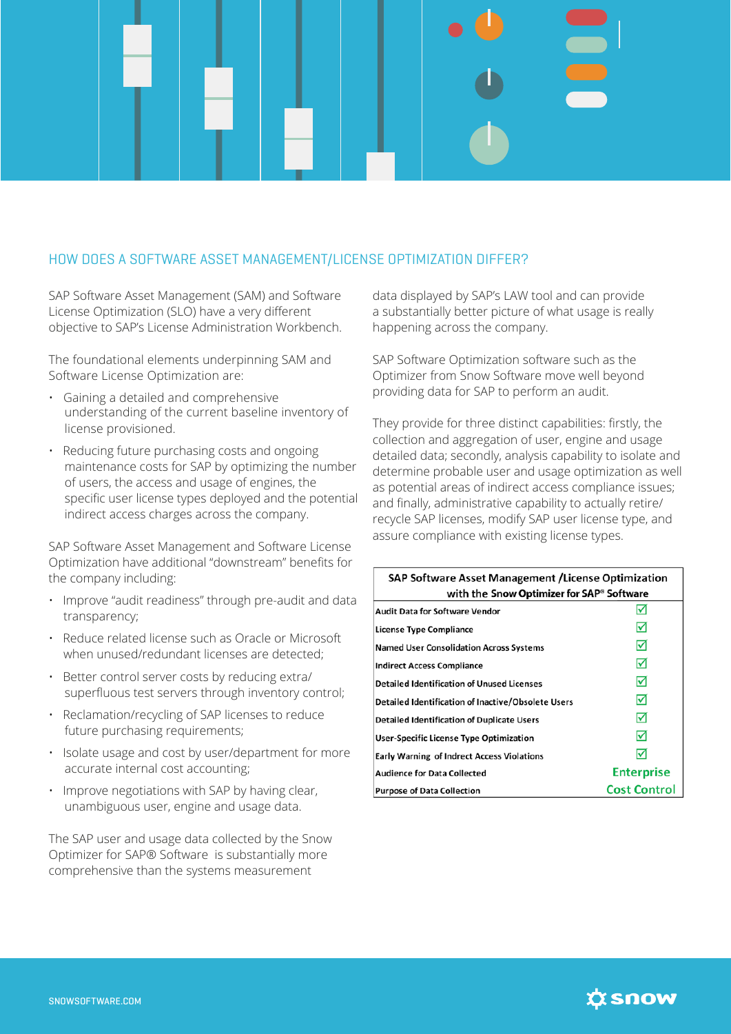## HOW DOES A SOFTWARE ASSET MANAGEMENT/LICENSE OPTIMIZATION DIFFER?

SAP Software Asset Management (SAM) and Software License Optimization (SLO) have a very different objective to SAP's License Administration Workbench.

The foundational elements underpinning SAM and Software License Optimization are:

- Gaining a detailed and comprehensive understanding of the current baseline inventory of license provisioned.
- Reducing future purchasing costs and ongoing maintenance costs for SAP by optimizing the number of users, the access and usage of engines, the specific user license types deployed and the potential indirect access charges across the company.

SAP Software Asset Management and Software License Optimization have additional "downstream" benefits for the company including:

- Improve "audit readiness" through pre-audit and data transparency;
- Reduce related license such as Oracle or Microsoft when unused/redundant licenses are detected;
- Better control server costs by reducing extra/ superfluous test servers through inventory control;
- Reclamation/recycling of SAP licenses to reduce future purchasing requirements;
- Isolate usage and cost by user/department for more accurate internal cost accounting;
- Improve negotiations with SAP by having clear, unambiguous user, engine and usage data.

The SAP user and usage data collected by the Snow Optimizer for SAP® Software is substantially more comprehensive than the systems measurement data displayed by SAP's LAW tool and can provide a substantially better picture of what usage is really happening across the company.

SAP Software Optimization software such as the Optimizer from Snow Software move well beyond providing data for SAP to perform an audit.

They provide for three distinct capabilities: firstly, the collection and aggregation of user, engine and usage detailed data; secondly, analysis capability to isolate and determine probable user and usage optimization as well as potential areas of indirect access compliance issues; and finally, administrative capability to actually retire/ recycle SAP licenses, modify SAP user license type, and assure compliance with existing license types.

| SAP Software Asset Management /License Optimization with the **Snow Optimizer for SAP® Software** | |
|---|---|
| Audit Data for Software Vendor | ☑ |
| License Type Compliance | ☑ |
| Named User Consolidation Across Systems | ☑ |
| Indirect Access Compliance | ☑ |
| Detailed Identification of Unused Licenses | ☑ |
| Detailed Identification of Inactive/Obsolete Users | ☑ |
| Detailed Identification of Duplicate Users | ☑ |
| User-Specific License Type Optimization | ☑ |
| Early Warning of Indrect Access Violations | ☑ |
| Audience for Data Collected | Enterprise |
| Purpose of Data Collection | Cost Control |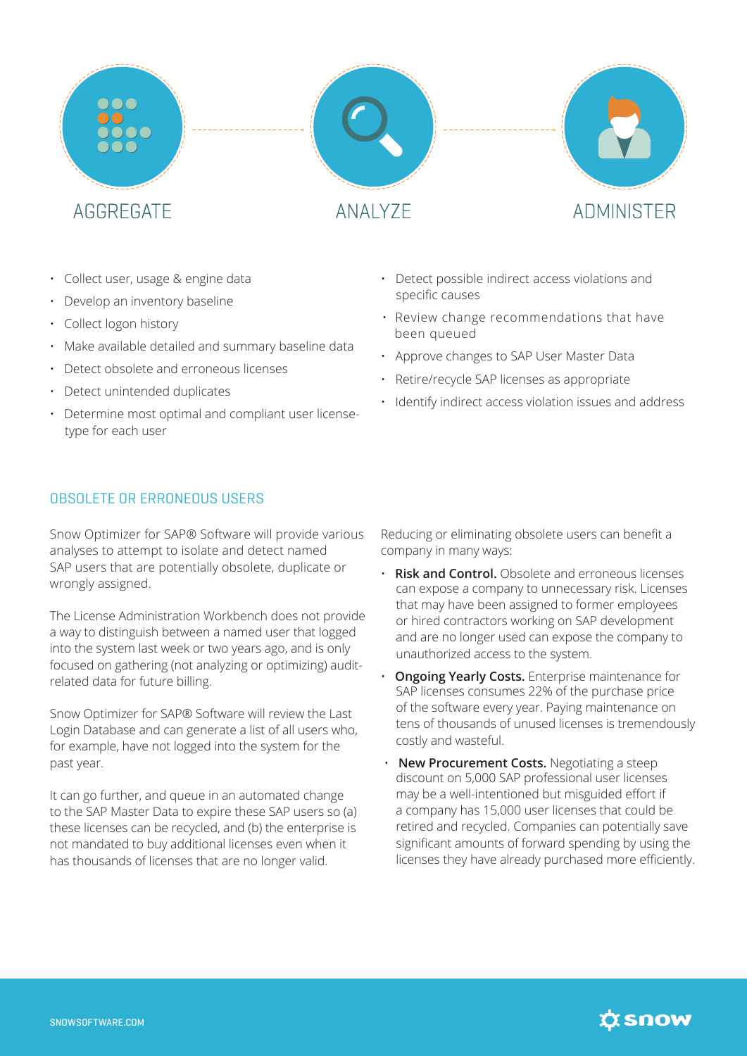AGGREGATE

ANALYZE

ADMINISTER

- Collect user, usage & engine data
- Develop an inventory baseline
- Collect logon history
- Make available detailed and summary baseline data
- Detect obsolete and erroneous licenses
- Detect unintended duplicates
- Determine most optimal and compliant user license-type for each user

- Detect possible indirect access violations and specific causes
- Review change recommendations that have been queued
- Approve changes to SAP User Master Data
- Retire/recycle SAP licenses as appropriate
- Identify indirect access violation issues and address

## OBSOLETE OR ERRONEOUS USERS

Snow Optimizer for SAP® Software will provide various analyses to attempt to isolate and detect named SAP users that are potentially obsolete, duplicate or wrongly assigned.

The License Administration Workbench does not provide a way to distinguish between a named user that logged into the system last week or two years ago, and is only focused on gathering (not analyzing or optimizing) audit-related data for future billing.

Snow Optimizer for SAP® Software will review the Last Login Database and can generate a list of all users who, for example, have not logged into the system for the past year.

It can go further, and queue in an automated change to the SAP Master Data to expire these SAP users so (a) these licenses can be recycled, and (b) the enterprise is not mandated to buy additional licenses even when it has thousands of licenses that are no longer valid.

Reducing or eliminating obsolete users can benefit a company in many ways:

- **Risk and Control.** Obsolete and erroneous licenses can expose a company to unnecessary risk. Licenses that may have been assigned to former employees or hired contractors working on SAP development and are no longer used can expose the company to unauthorized access to the system.
- **Ongoing Yearly Costs.** Enterprise maintenance for SAP licenses consumes 22% of the purchase price of the software every year. Paying maintenance on tens of thousands of unused licenses is tremendously costly and wasteful.
- **New Procurement Costs.** Negotiating a steep discount on 5,000 SAP professional user licenses may be a well-intentioned but misguided effort if a company has 15,000 user licenses that could be retired and recycled. Companies can potentially save significant amounts of forward spending by using the licenses they have already purchased more efficiently.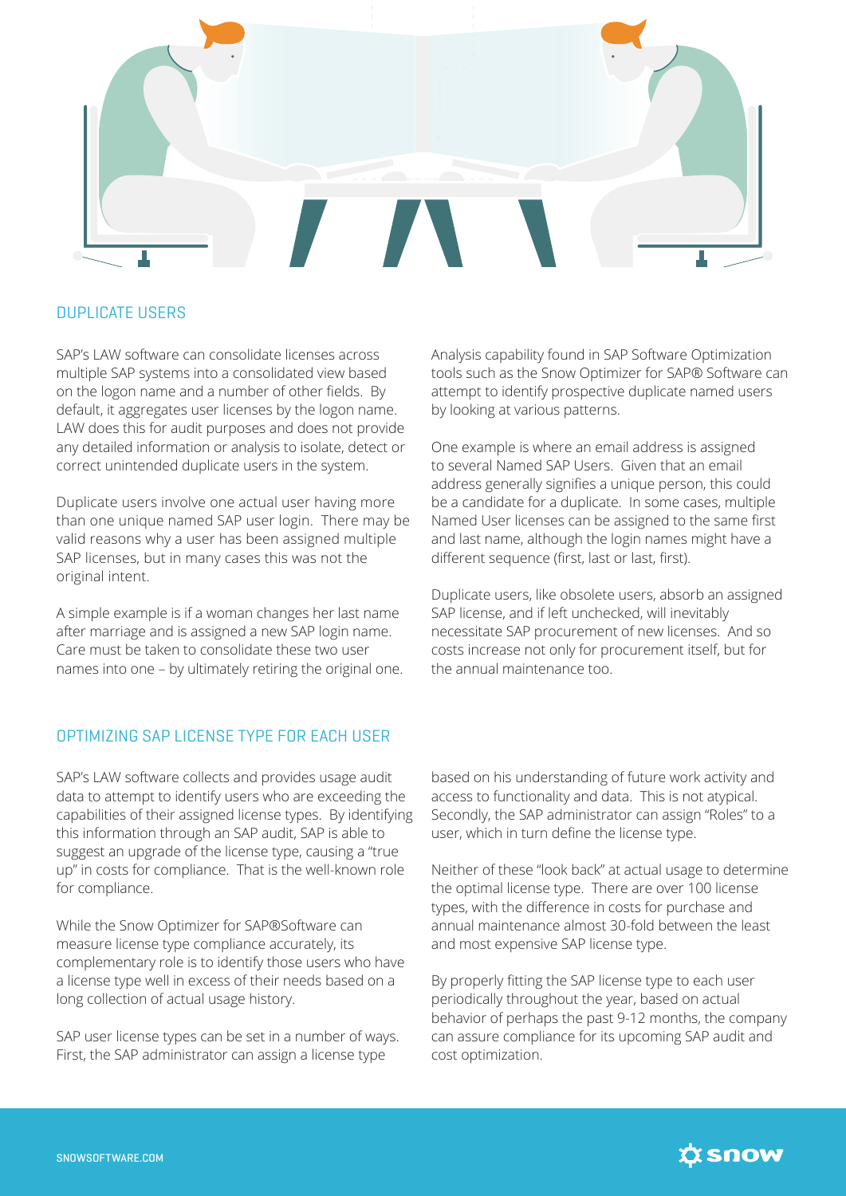## DUPLICATE USERS

SAP's LAW software can consolidate licenses across multiple SAP systems into a consolidated view based on the logon name and a number of other fields. By default, it aggregates user licenses by the logon name. LAW does this for audit purposes and does not provide any detailed information or analysis to isolate, detect or correct unintended duplicate users in the system.

Duplicate users involve one actual user having more than one unique named SAP user login. There may be valid reasons why a user has been assigned multiple SAP licenses, but in many cases this was not the original intent.

A simple example is if a woman changes her last name after marriage and is assigned a new SAP login name. Care must be taken to consolidate these two user names into one – by ultimately retiring the original one.

Analysis capability found in SAP Software Optimization tools such as the Snow Optimizer for SAP® Software can attempt to identify prospective duplicate named users by looking at various patterns.

One example is where an email address is assigned to several Named SAP Users. Given that an email address generally signifies a unique person, this could be a candidate for a duplicate. In some cases, multiple Named User licenses can be assigned to the same first and last name, although the login names might have a different sequence (first, last or last, first).

Duplicate users, like obsolete users, absorb an assigned SAP license, and if left unchecked, will inevitably necessitate SAP procurement of new licenses. And so costs increase not only for procurement itself, but for the annual maintenance too.

## OPTIMIZING SAP LICENSE TYPE FOR EACH USER

SAP's LAW software collects and provides usage audit data to attempt to identify users who are exceeding the capabilities of their assigned license types. By identifying this information through an SAP audit, SAP is able to suggest an upgrade of the license type, causing a "true up" in costs for compliance. That is the well-known role for compliance.

While the Snow Optimizer for SAP®Software can measure license type compliance accurately, its complementary role is to identify those users who have a license type well in excess of their needs based on a long collection of actual usage history.

SAP user license types can be set in a number of ways. First, the SAP administrator can assign a license type based on his understanding of future work activity and access to functionality and data. This is not atypical. Secondly, the SAP administrator can assign "Roles" to a user, which in turn define the license type.

Neither of these "look back" at actual usage to determine the optimal license type. There are over 100 license types, with the difference in costs for purchase and annual maintenance almost 30-fold between the least and most expensive SAP license type.

By properly fitting the SAP license type to each user periodically throughout the year, based on actual behavior of perhaps the past 9-12 months, the company can assure compliance for its upcoming SAP audit and cost optimization.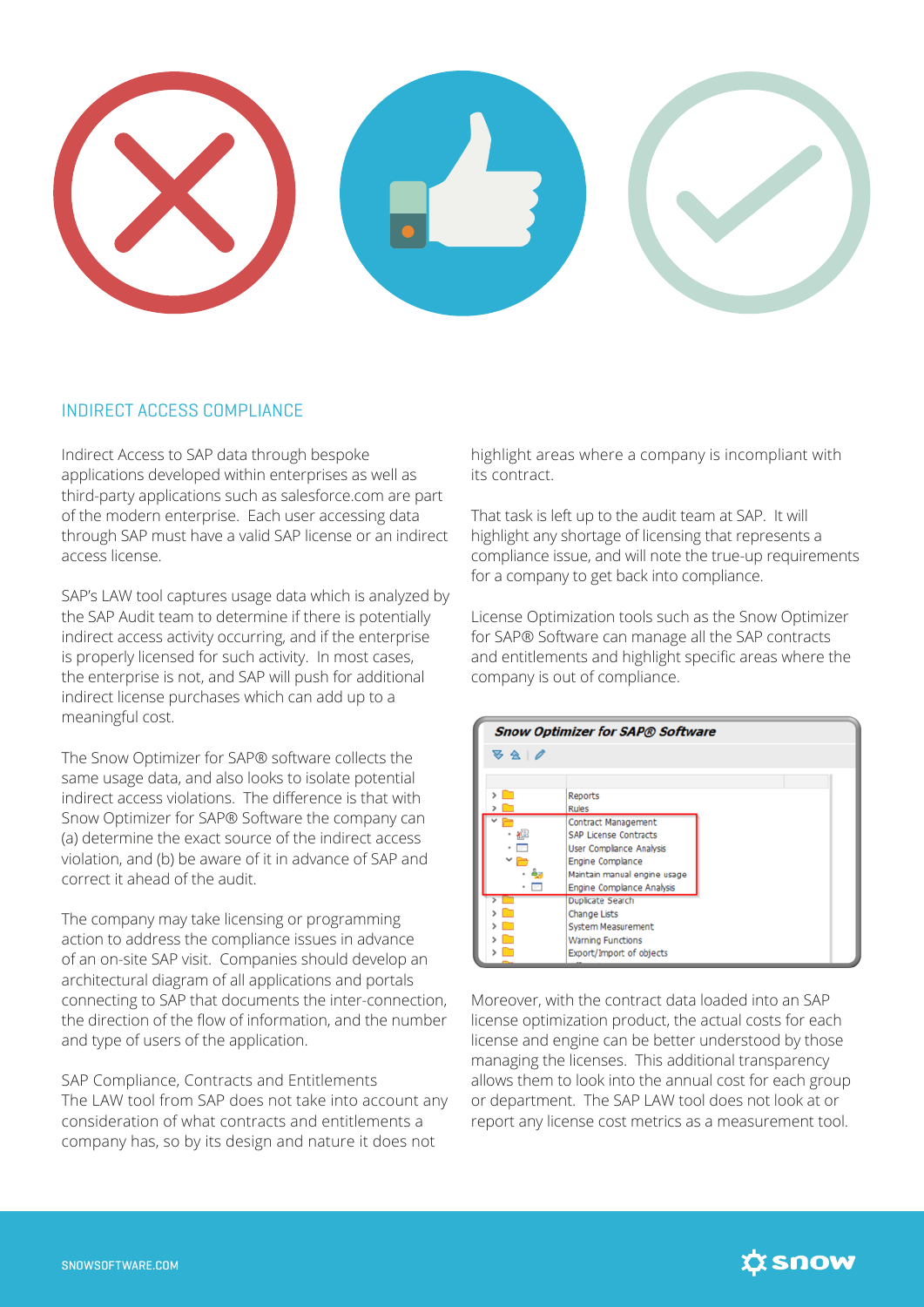## INDIRECT ACCESS COMPLIANCE

Indirect Access to SAP data through bespoke applications developed within enterprises as well as third-party applications such as salesforce.com are part of the modern enterprise. Each user accessing data through SAP must have a valid SAP license or an indirect access license.

SAP's LAW tool captures usage data which is analyzed by the SAP Audit team to determine if there is potentially indirect access activity occurring, and if the enterprise is properly licensed for such activity. In most cases, the enterprise is not, and SAP will push for additional indirect license purchases which can add up to a meaningful cost.

The Snow Optimizer for SAP® software collects the same usage data, and also looks to isolate potential indirect access violations. The difference is that with Snow Optimizer for SAP® Software the company can (a) determine the exact source of the indirect access violation, and (b) be aware of it in advance of SAP and correct it ahead of the audit.

The company may take licensing or programming action to address the compliance issues in advance of an on-site SAP visit. Companies should develop an architectural diagram of all applications and portals connecting to SAP that documents the inter-connection, the direction of the flow of information, and the number and type of users of the application.

SAP Compliance, Contracts and Entitlements
The LAW tool from SAP does not take into account any consideration of what contracts and entitlements a company has, so by its design and nature it does not highlight areas where a company is incompliant with its contract.

That task is left up to the audit team at SAP. It will highlight any shortage of licensing that represents a compliance issue, and will note the true-up requirements for a company to get back into compliance.

License Optimization tools such as the Snow Optimizer for SAP® Software can manage all the SAP contracts and entitlements and highlight specific areas where the company is out of compliance.

Moreover, with the contract data loaded into an SAP license optimization product, the actual costs for each license and engine can be better understood by those managing the licenses. This additional transparency allows them to look into the annual cost for each group or department. The SAP LAW tool does not look at or report any license cost metrics as a measurement tool.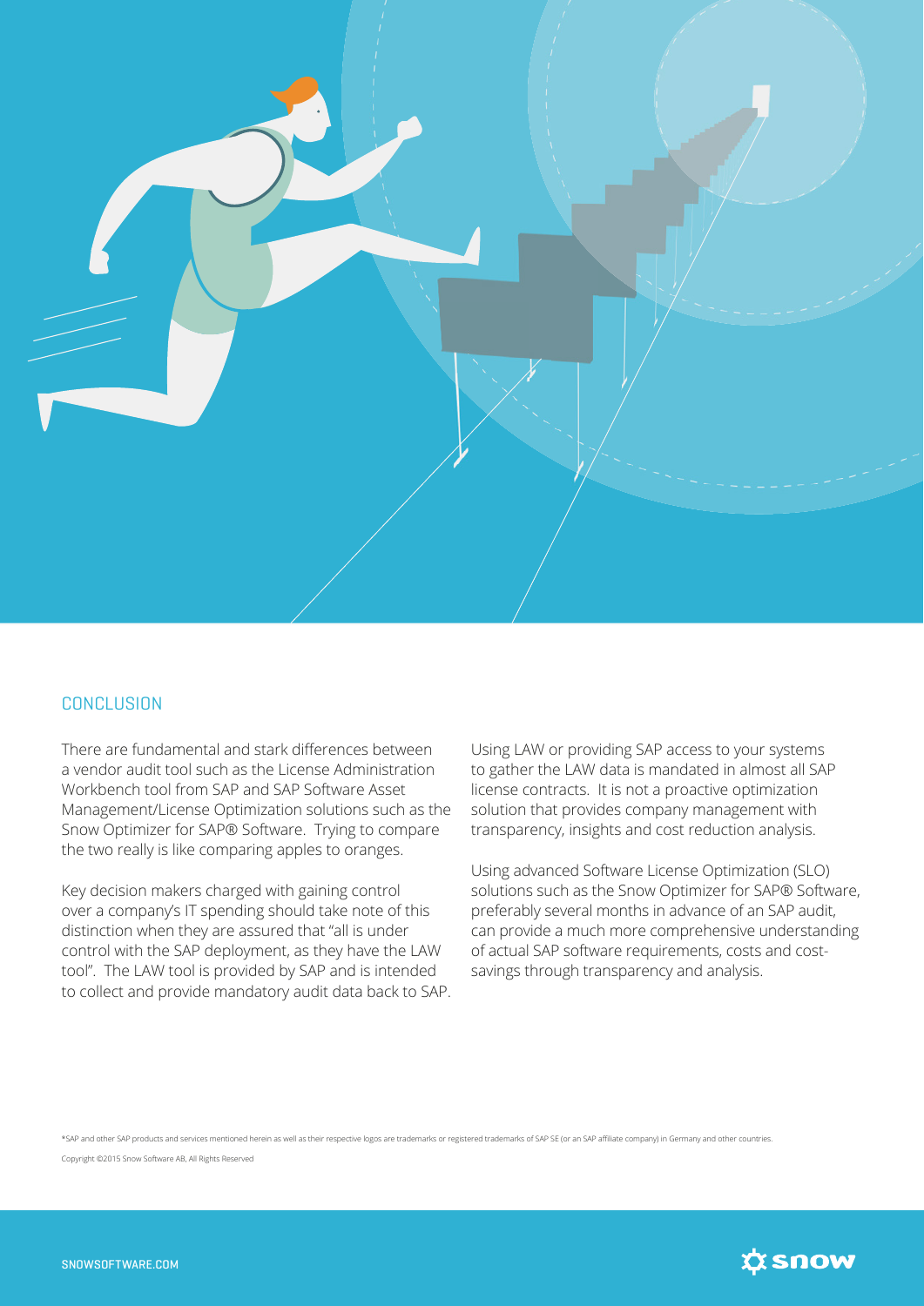## CONCLUSION

There are fundamental and stark differences between a vendor audit tool such as the License Administration Workbench tool from SAP and SAP Software Asset Management/License Optimization solutions such as the Snow Optimizer for SAP® Software. Trying to compare the two really is like comparing apples to oranges.

Key decision makers charged with gaining control over a company's IT spending should take note of this distinction when they are assured that "all is under control with the SAP deployment, as they have the LAW tool". The LAW tool is provided by SAP and is intended to collect and provide mandatory audit data back to SAP.

Using LAW or providing SAP access to your systems to gather the LAW data is mandated in almost all SAP license contracts. It is not a proactive optimization solution that provides company management with transparency, insights and cost reduction analysis.

Using advanced Software License Optimization (SLO) solutions such as the Snow Optimizer for SAP® Software, preferably several months in advance of an SAP audit, can provide a much more comprehensive understanding of actual SAP software requirements, costs and cost-savings through transparency and analysis.

*SAP and other SAP products and services mentioned herein as well as their respective logos are trademarks or registered trademarks of SAP SE (or an SAP affiliate company) in Germany and other countries.

Copyright ©2015 Snow Software AB, All Rights Reserved

SNOWSOFTWARE.COM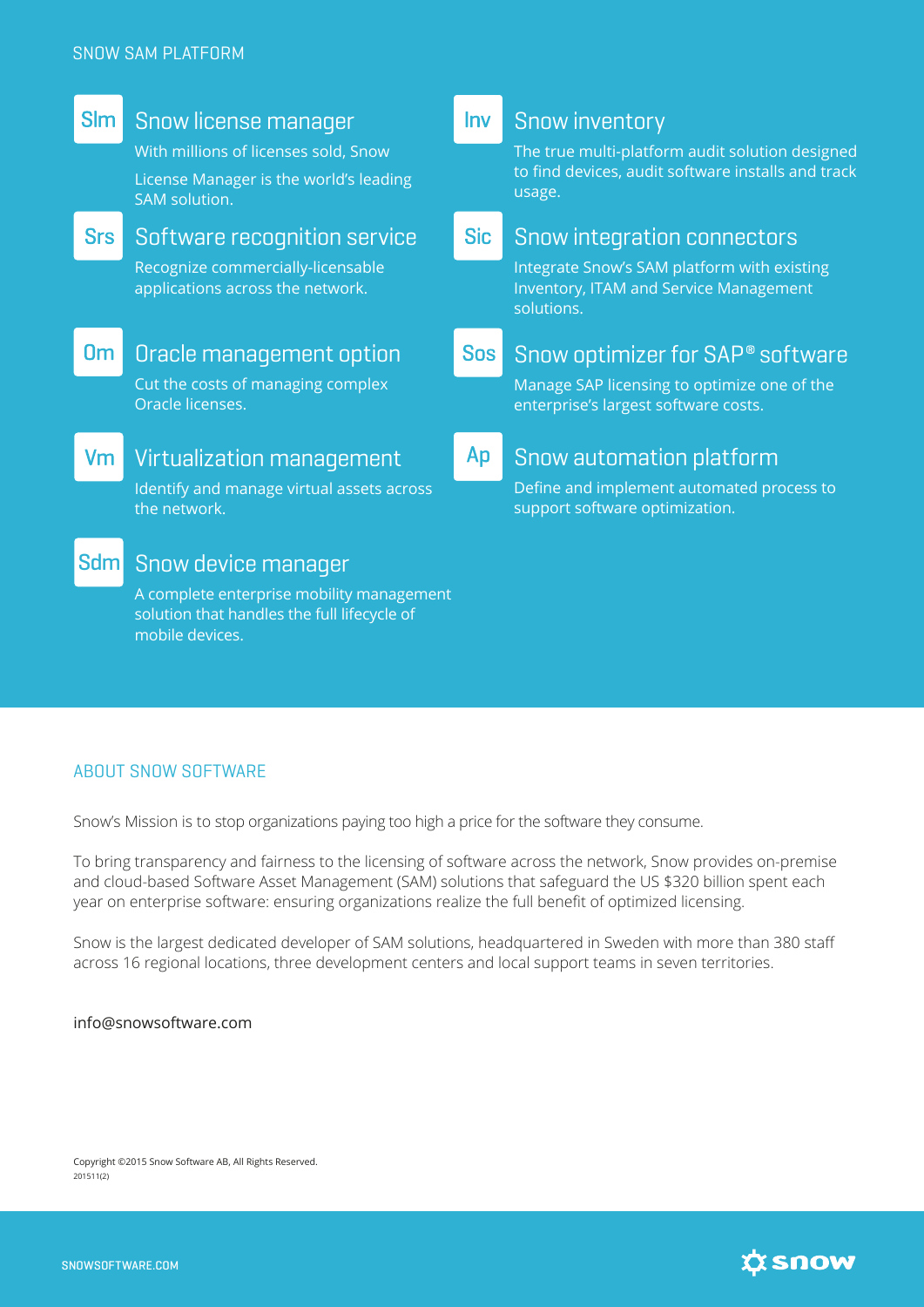## SNOW SAM PLATFORM

**Slm** 
### Snow license manager
With millions of licenses sold, Snow License Manager is the world's leading SAM solution.

**Srs** 
### Software recognition service
Recognize commercially-licensable applications across the network.

**Om** 
### Oracle management option
Cut the costs of managing complex Oracle licenses.

**Vm** 
### Virtualization management
Identify and manage virtual assets across the network.

**Sdm** 
### Snow device manager
A complete enterprise mobility management solution that handles the full lifecycle of mobile devices.

**Inv** 
### Snow inventory
The true multi-platform audit solution designed to find devices, audit software installs and track usage.

**Sic** 
### Snow integration connectors
Integrate Snow's SAM platform with existing Inventory, ITAM and Service Management solutions.

**Sos** 
### Snow optimizer for SAP® software
Manage SAP licensing to optimize one of the enterprise's largest software costs.

**Ap** 
### Snow automation platform
Define and implement automated process to support software optimization.

## ABOUT SNOW SOFTWARE

Snow's Mission is to stop organizations paying too high a price for the software they consume.

To bring transparency and fairness to the licensing of software across the network, Snow provides on-premise and cloud-based Software Asset Management (SAM) solutions that safeguard the US $320 billion spent each year on enterprise software: ensuring organizations realize the full benefit of optimized licensing.

Snow is the largest dedicated developer of SAM solutions, headquartered in Sweden with more than 380 staff across 16 regional locations, three development centers and local support teams in seven territories.

info@snowsoftware.com

Copyright ©2015 Snow Software AB, All Rights Reserved.
201511(2)

SNOWSOFTWARE.COM

snow